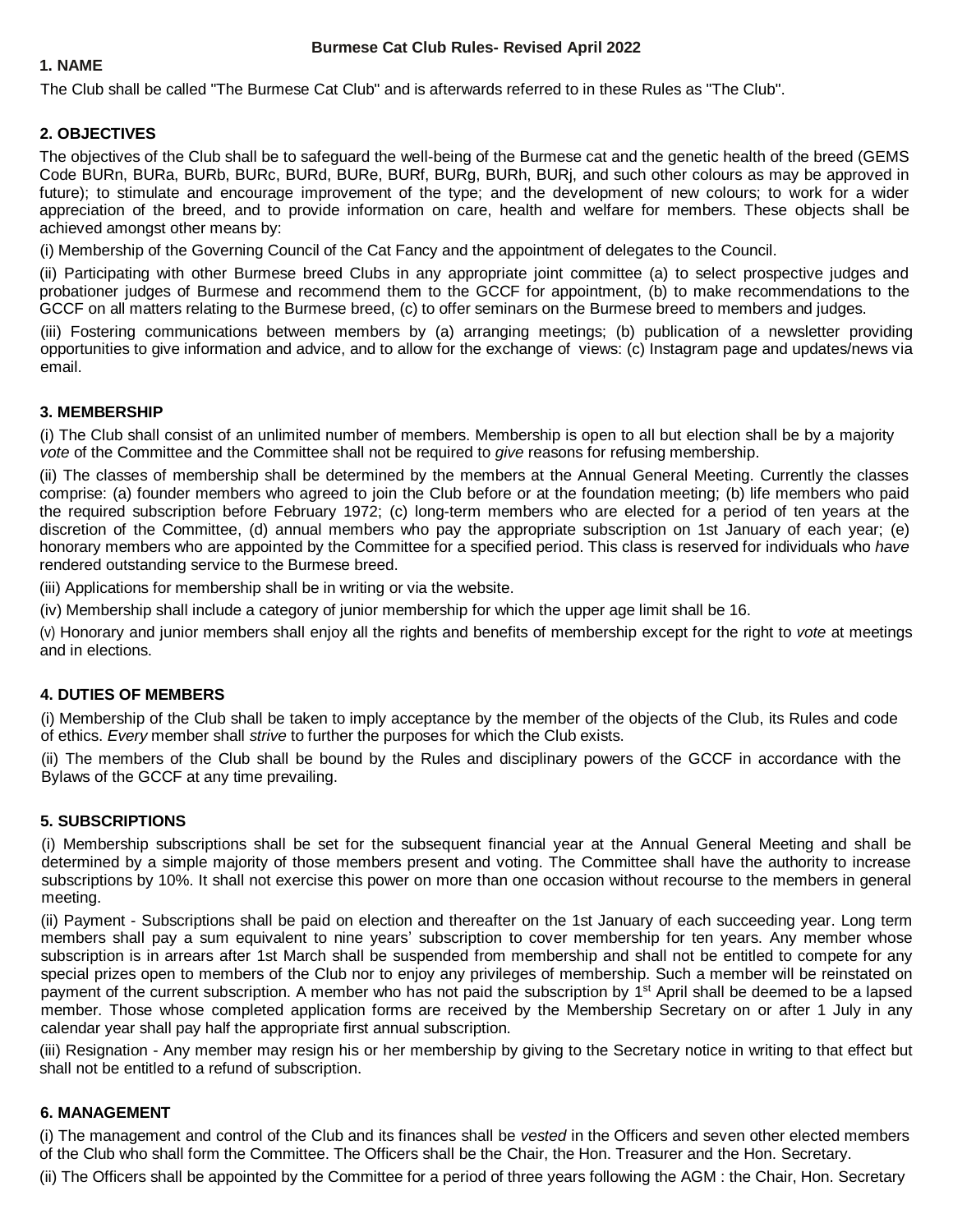**Burmese Cat Club Rules- Revised April 2022**

## 1. NAME

The Club shall be called "The Burmese Cat Club" and is afterwards referred to in these Rules as "The Club".

## 2. OBJECTIVES

The objectives of the Club shall be to safeguard the well-being of the Burmese cat and the genetic health of the breed (GEMS Code BURn, BURa, BURb, BURc, BURd, BURe, BURf, BURg, BURh, BURj, and such other colours as may be approved in future); to stimulate and encourage improvement of the type; and the development of new colours; to work for a wider appreciation of the breed, and to provide information on care, health and welfare for members. These objects shall be achieved amongst other means by:

(i) Membership of the Governing Council of the Cat Fancy and the appointment of delegates to the Council.

(ii) Participating with other Burmese breed Clubs in any appropriate joint committee (a) to select prospective judges and probationer judges of Burmese and recommend them to the GCCF for appointment, (b) to make recommendations to the GCCF on all matters relating to the Burmese breed, (c) to offer seminars on the Burmese breed to members and judges.

(iii) Fostering communications between members by (a) arranging meetings; (b) publication of a newsletter providing opportunities to give information and advice, and to allow for the exchange of views: (c) Instagram page and updates/news via email.

## 3. MEMBERSHIP

(i) The Club shall consist of an unlimited number of members. Membership is open to all but election shall be by a majority *vote* of the Committee and the Committee shall not be required to *give* reasons for refusing membership.

(ii) The classes of membership shall be determined by the members at the Annual General Meeting. Currently the classes comprise: (a) founder members who agreed to join the Club before or at the foundation meeting; (b) life members who paid the required subscription before February 1972; (c) long-term members who are elected for a period of ten years at the discretion of the Committee, (d) annual members who pay the appropriate subscription on 1st January of each year; (e) honorary members who are appointed by the Committee for a specified period. This class is reserved for individuals who *have* rendered outstanding service to the Burmese breed.

(iii) Applications for membership shall be in writing or via the website.

(iv) Membership shall include a category of junior membership for which the upper age limit shall be 16.

(v) Honorary and junior members shall enjoy all the rights and benefits of membership except for the right to *vote* at meetings and in elections.

## 4. DUTIES OF MEMBERS

(i) Membership of the Club shall be taken to imply acceptance by the member of the objects of the Club, its Rules and code of ethics. *Every* member shall *strive* to further the purposes for which the Club exists.

(ii) The members of the Club shall be bound by the Rules and disciplinary powers of the GCCF in accordance with the Bylaws of the GCCF at any time prevailing.

## 5. SUBSCRIPTIONS

(i) Membership subscriptions shall be set for the subsequent financial year at the Annual General Meeting and shall be determined by a simple majority of those members present and voting. The Committee shall have the authority to increase subscriptions by 10%. It shall not exercise this power on more than one occasion without recourse to the members in general meeting.

(ii) Payment - Subscriptions shall be paid on election and thereafter on the 1st January of each succeeding year. Long term members shall pay a sum equivalent to nine years' subscription to cover membership for ten years. Any member whose subscription is in arrears after 1st March shall be suspended from membership and shall not be entitled to compete for any special prizes open to members of the Club nor to enjoy any privileges of membership. Such a member will be reinstated on payment of the current subscription. A member who has not paid the subscription by 1st April shall be deemed to be a lapsed member. Those whose completed application forms are received by the Membership Secretary on or after 1 July in any calendar year shall pay half the appropriate first annual subscription.

(iii) Resignation - Any member may resign his or her membership by giving to the Secretary notice in writing to that effect but shall not be entitled to a refund of subscription.

## 6. MANAGEMENT

(i) The management and control of the Club and its finances shall be *vested* in the Officers and seven other elected members of the Club who shall form the Committee. The Officers shall be the Chair, the Hon. Treasurer and the Hon. Secretary.

(ii) The Officers shall be appointed by the Committee for a period of three years following the AGM : the Chair, Hon. Secretary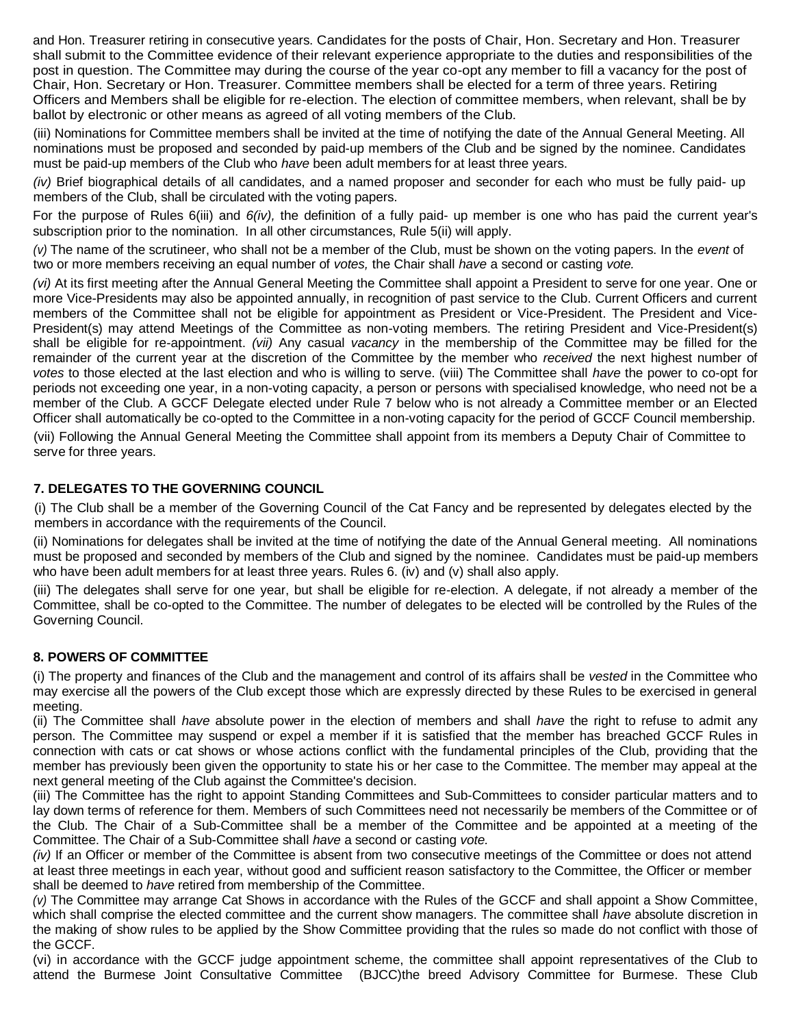and Hon. Treasurer retiring in consecutive years. Candidates for the posts of Chair, Hon. Secretary and Hon. Treasurer shall submit to the Committee evidence of their relevant experience appropriate to the duties and responsibilities of the post in question. The Committee may during the course of the year co-opt any member to fill a vacancy for the post of Chair, Hon. Secretary or Hon. Treasurer. Committee members shall be elected for a term of three years. Retiring Officers and Members shall be eligible for re-election. The election of committee members, when relevant, shall be by ballot by electronic or other means as agreed of all voting members of the Club.

(iii) Nominations for Committee members shall be invited at the time of notifying the date of the Annual General Meeting. All nominations must be proposed and seconded by paid-up members of the Club and be signed by the nominee. Candidates must be paid-up members of the Club who *have* been adult members for at least three years.

*(iv)* Brief biographical details of all candidates, and a named proposer and seconder for each who must be fully paid- up members of the Club, shall be circulated with the voting papers.

For the purpose of Rules 6(iii) and *6(iv),* the definition of a fully paid- up member is one who has paid the current year's subscription prior to the nomination. In all other circumstances, Rule 5(ii) will apply.

*(v)* The name of the scrutineer, who shall not be a member of the Club, must be shown on the voting papers. In the *event* of two or more members receiving an equal number of *votes,* the Chair shall *have* a second or casting *vote.*

*(vi)* At its first meeting after the Annual General Meeting the Committee shall appoint a President to serve for one year. One or more Vice-Presidents may also be appointed annually, in recognition of past service to the Club. Current Officers and current members of the Committee shall not be eligible for appointment as President or Vice-President. The President and Vice-President(s) may attend Meetings of the Committee as non-voting members. The retiring President and Vice-President(s) shall be eligible for re-appointment. *(vii)* Any casual *vacancy* in the membership of the Committee may be filled for the remainder of the current year at the discretion of the Committee by the member who *received* the next highest number of *votes* to those elected at the last election and who is willing to serve. (viii) The Committee shall *have* the power to co-opt for periods not exceeding one year, in a non-voting capacity, a person or persons with specialised knowledge, who need not be a member of the Club. A GCCF Delegate elected under Rule 7 below who is not already a Committee member or an Elected Officer shall automatically be co-opted to the Committee in a non-voting capacity for the period of GCCF Council membership.

(vii) Following the Annual General Meeting the Committee shall appoint from its members a Deputy Chair of Committee to serve for three years.

## 7. DELEGATES TO THE GOVERNING COUNCIL

(i) The Club shall be a member of the Governing Council of the Cat Fancy and be represented by delegates elected by the members in accordance with the requirements of the Council.

(ii) Nominations for delegates shall be invited at the time of notifying the date of the Annual General meeting. All nominations must be proposed and seconded by members of the Club and signed by the nominee. Candidates must be paid-up members who have been adult members for at least three years. Rules 6. (iv) and (v) shall also apply.

(iii) The delegates shall serve for one year, but shall be eligible for re-election. A delegate, if not already a member of the Committee, shall be co-opted to the Committee. The number of delegates to be elected will be controlled by the Rules of the Governing Council.

## 8. POWERS OF COMMITTEE

(i) The property and finances of the Club and the management and control of its affairs shall be *vested* in the Committee who may exercise all the powers of the Club except those which are expressly directed by these Rules to be exercised in general meeting.

(ii) The Committee shall *have* absolute power in the election of members and shall *have* the right to refuse to admit any person. The Committee may suspend or expel a member if it is satisfied that the member has breached GCCF Rules in connection with cats or cat shows or whose actions conflict with the fundamental principles of the Club, providing that the member has previously been given the opportunity to state his or her case to the Committee. The member may appeal at the next general meeting of the Club against the Committee's decision.

(iii) The Committee has the right to appoint Standing Committees and Sub-Committees to consider particular matters and to lay down terms of reference for them. Members of such Committees need not necessarily be members of the Committee or of the Club. The Chair of a Sub-Committee shall be a member of the Committee and be appointed at a meeting of the Committee. The Chair of a Sub-Committee shall *have* a second or casting *vote.*

*(iv)* If an Officer or member of the Committee is absent from two consecutive meetings of the Committee or does not attend at least three meetings in each year, without good and sufficient reason satisfactory to the Committee, the Officer or member shall be deemed to *have* retired from membership of the Committee.

*(v)* The Committee may arrange Cat Shows in accordance with the Rules of the GCCF and shall appoint a Show Committee, which shall comprise the elected committee and the current show managers. The committee shall *have* absolute discretion in the making of show rules to be applied by the Show Committee providing that the rules so made do not conflict with those of the GCCF.

(vi) in accordance with the GCCF judge appointment scheme, the committee shall appoint representatives of the Club to attend the Burmese Joint Consultative Committee (BJCC)the breed Advisory Committee for Burmese. These Club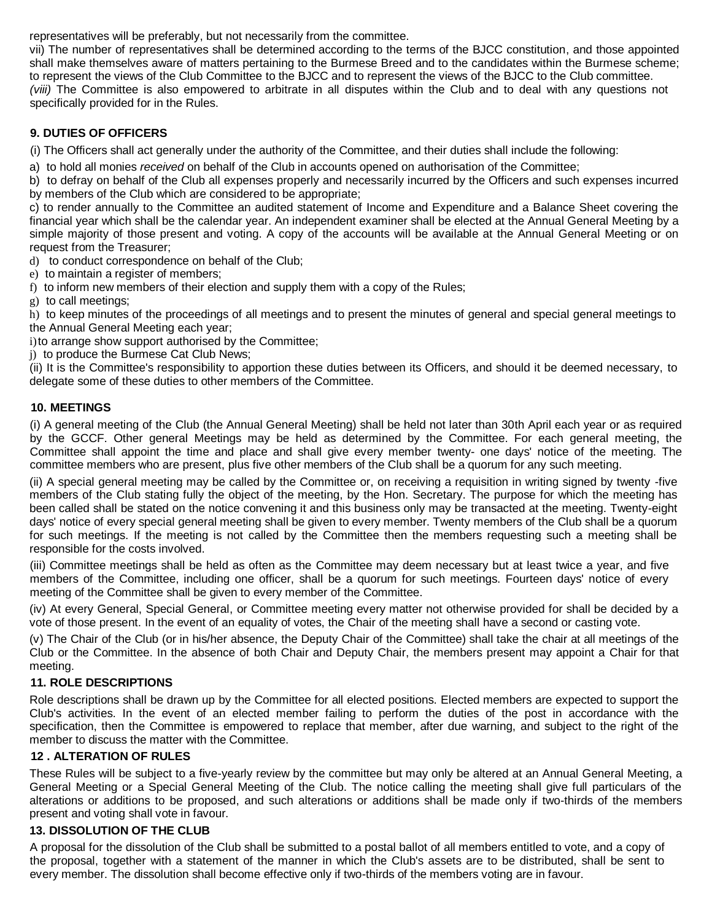representatives will be preferably, but not necessarily from the committee.

vii) The number of representatives shall be determined according to the terms of the BJCC constitution, and those appointed shall make themselves aware of matters pertaining to the Burmese Breed and to the candidates within the Burmese scheme; to represent the views of the Club Committee to the BJCC and to represent the views of the BJCC to the Club committee.

*(viii)* The Committee is also empowered to arbitrate in all disputes within the Club and to deal with any questions not specifically provided for in the Rules.

### 9. DUTIES OF OFFICERS

(i) The Officers shall act generally under the authority of the Committee, and their duties shall include the following:

a) to hold all monies *received* on behalf of the Club in accounts opened on authorisation of the Committee;

b) to defray on behalf of the Club all expenses properly and necessarily incurred by the Officers and such expenses incurred by members of the Club which are considered to be appropriate;

c) to render annually to the Committee an audited statement of Income and Expenditure and a Balance Sheet covering the financial year which shall be the calendar year. An independent examiner shall be elected at the Annual General Meeting by a simple majority of those present and voting. A copy of the accounts will be available at the Annual General Meeting or on request from the Treasurer;

d) to conduct correspondence on behalf of the Club;

e) to maintain a register of members;

f) to inform new members of their election and supply them with a copy of the Rules;

g) to call meetings;

h) to keep minutes of the proceedings of all meetings and to present the minutes of general and special general meetings to the Annual General Meeting each year;

i) to arrange show support authorised by the Committee;

j) to produce the Burmese Cat Club News;

(ii) It is the Committee's responsibility to apportion these duties between its Officers, and should it be deemed necessary, to delegate some of these duties to other members of the Committee.

### 10. MEETINGS

(i) A general meeting of the Club (the Annual General Meeting) shall be held not later than 30th April each year or as required by the GCCF. Other general Meetings may be held as determined by the Committee. For each general meeting, the Committee shall appoint the time and place and shall give every member twenty- one days' notice of the meeting. The committee members who are present, plus five other members of the Club shall be a quorum for any such meeting.

(ii) A special general meeting may be called by the Committee or, on receiving a requisition in writing signed by twenty -five members of the Club stating fully the object of the meeting, by the Hon. Secretary. The purpose for which the meeting has been called shall be stated on the notice convening it and this business only may be transacted at the meeting. Twenty-eight days' notice of every special general meeting shall be given to every member. Twenty members of the Club shall be a quorum for such meetings. If the meeting is not called by the Committee then the members requesting such a meeting shall be responsible for the costs involved.

(iii) Committee meetings shall be held as often as the Committee may deem necessary but at least twice a year, and five members of the Committee, including one officer, shall be a quorum for such meetings. Fourteen days' notice of every meeting of the Committee shall be given to every member of the Committee.

(iv) At every General, Special General, or Committee meeting every matter not otherwise provided for shall be decided by a vote of those present. In the event of an equality of votes, the Chair of the meeting shall have a second or casting vote.

(v) The Chair of the Club (or in his/her absence, the Deputy Chair of the Committee) shall take the chair at all meetings of the Club or the Committee. In the absence of both Chair and Deputy Chair, the members present may appoint a Chair for that meeting.

### 11. ROLE DESCRIPTIONS

Role descriptions shall be drawn up by the Committee for all elected positions. Elected members are expected to support the Club's activities. In the event of an elected member failing to perform the duties of the post in accordance with the specification, then the Committee is empowered to replace that member, after due warning, and subject to the right of the member to discuss the matter with the Committee.

### 12 . ALTERATION OF RULES

These Rules will be subject to a five-yearly review by the committee but may only be altered at an Annual General Meeting, a General Meeting or a Special General Meeting of the Club. The notice calling the meeting shall give full particulars of the alterations or additions to be proposed, and such alterations or additions shall be made only if two-thirds of the members present and voting shall vote in favour.

### 13. DISSOLUTION OF THE CLUB

A proposal for the dissolution of the Club shall be submitted to a postal ballot of all members entitled to vote, and a copy of the proposal, together with a statement of the manner in which the Club's assets are to be distributed, shall be sent to every member. The dissolution shall become effective only if two-thirds of the members voting are in favour.